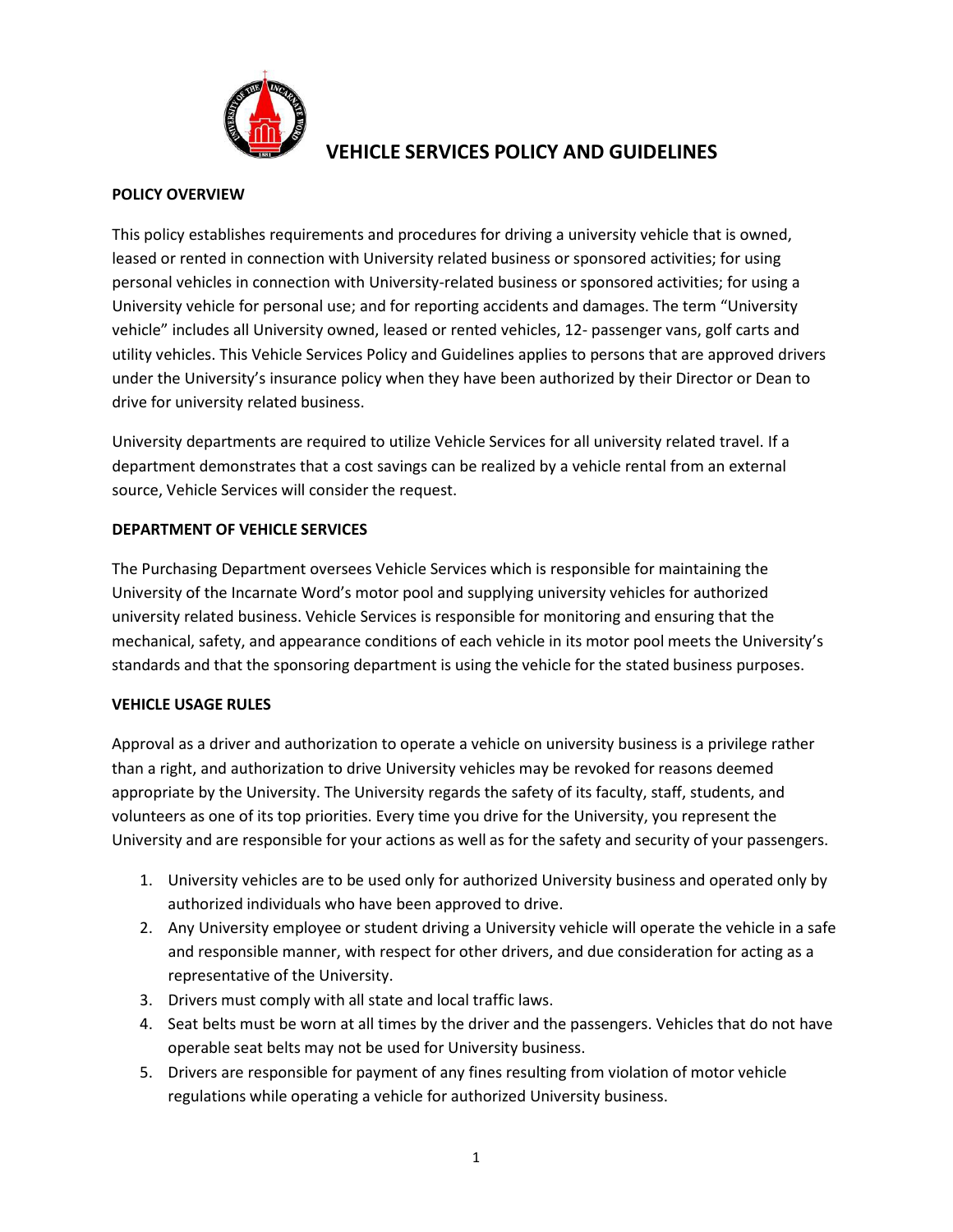# VEHICLE SERVICES POLICY AND GUIDELINES

## POLICY OVERVIEW

This policy establishes requirements and procedures for driving a university vehicle that is owned, leased or rented in connection with University related business or sponsored activities; for using personal vehicles in connection with University-related business or sponsored activities; for using a University vehicle for personal use; and for reporting accidents and damages. The term "University vehicle" includes all University owned, leased or rented vehicles, 12- passenger vans, golf carts and utility vehicles. This Vehicle Services Policy and Guidelines applies to persons that are approved drivers under the University's insurance policy when they have been authorized by their Director or Dean to drive for university related business.

University departments are required to utilize Vehicle Services for all university related travel. If a department demonstrates that a cost savings can be realized by a vehicle rental from an external source, Vehicle Services will consider the request.

## DEPARTMENT OF VEHICLE SERVICES

The Purchasing Department oversees Vehicle Services which is responsible for maintaining the University of the Incarnate Word's motor pool and supplying university vehicles for authorized university related business. Vehicle Services is responsible for monitoring and ensuring that the mechanical, safety, and appearance conditions of each vehicle in its motor pool meets the University's standards and that the sponsoring department is using the vehicle for the stated business purposes.

## VEHICLE USAGE RULES

Approval as a driver and authorization to operate a vehicle on university business is a privilege rather than a right, and authorization to drive University vehicles may be revoked for reasons deemed appropriate by the University. The University regards the safety of its faculty, staff, students, and volunteers as one of its top priorities. Every time you drive for the University, you represent the University and are responsible for your actions as well as for the safety and security of your passengers.

1. University vehicles are to be used only for authorized University business and operated only by authorized individuals who have been approved to drive.
2. Any University employee or student driving a University vehicle will operate the vehicle in a safe and responsible manner, with respect for other drivers, and due consideration for acting as a representative of the University.
3. Drivers must comply with all state and local traffic laws.
4. Seat belts must be worn at all times by the driver and the passengers. Vehicles that do not have operable seat belts may not be used for University business.
5. Drivers are responsible for payment of any fines resulting from violation of motor vehicle regulations while operating a vehicle for authorized University business.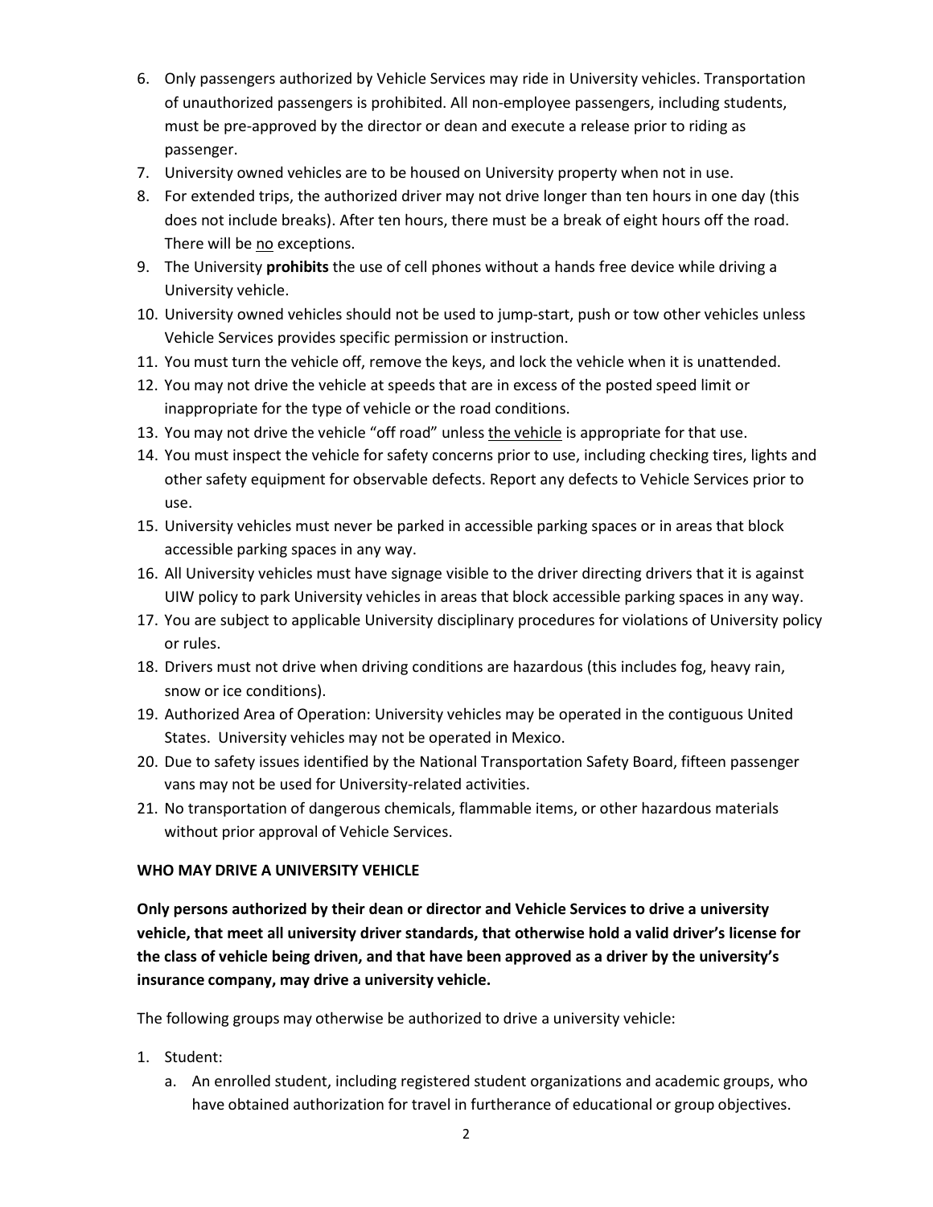6. Only passengers authorized by Vehicle Services may ride in University vehicles. Transportation of unauthorized passengers is prohibited. All non-employee passengers, including students, must be pre-approved by the director or dean and execute a release prior to riding as passenger.
7. University owned vehicles are to be housed on University property when not in use.
8. For extended trips, the authorized driver may not drive longer than ten hours in one day (this does not include breaks). After ten hours, there must be a break of eight hours off the road. There will be <u>no</u> exceptions.
9. The University **prohibits** the use of cell phones without a hands free device while driving a University vehicle.
10. University owned vehicles should not be used to jump-start, push or tow other vehicles unless Vehicle Services provides specific permission or instruction.
11. You must turn the vehicle off, remove the keys, and lock the vehicle when it is unattended.
12. You may not drive the vehicle at speeds that are in excess of the posted speed limit or inappropriate for the type of vehicle or the road conditions.
13. You may not drive the vehicle "off road" unless <u>the vehicle</u> is appropriate for that use.
14. You must inspect the vehicle for safety concerns prior to use, including checking tires, lights and other safety equipment for observable defects. Report any defects to Vehicle Services prior to use.
15. University vehicles must never be parked in accessible parking spaces or in areas that block accessible parking spaces in any way.
16. All University vehicles must have signage visible to the driver directing drivers that it is against UIW policy to park University vehicles in areas that block accessible parking spaces in any way.
17. You are subject to applicable University disciplinary procedures for violations of University policy or rules.
18. Drivers must not drive when driving conditions are hazardous (this includes fog, heavy rain, snow or ice conditions).
19. Authorized Area of Operation: University vehicles may be operated in the contiguous United States. University vehicles may not be operated in Mexico.
20. Due to safety issues identified by the National Transportation Safety Board, fifteen passenger vans may not be used for University-related activities.
21. No transportation of dangerous chemicals, flammable items, or other hazardous materials without prior approval of Vehicle Services.

**WHO MAY DRIVE A UNIVERSITY VEHICLE**

**Only persons authorized by their dean or director and Vehicle Services to drive a university vehicle, that meet all university driver standards, that otherwise hold a valid driver's license for the class of vehicle being driven, and that have been approved as a driver by the university's insurance company, may drive a university vehicle.**

The following groups may otherwise be authorized to drive a university vehicle:

1. Student:
   a. An enrolled student, including registered student organizations and academic groups, who have obtained authorization for travel in furtherance of educational or group objectives.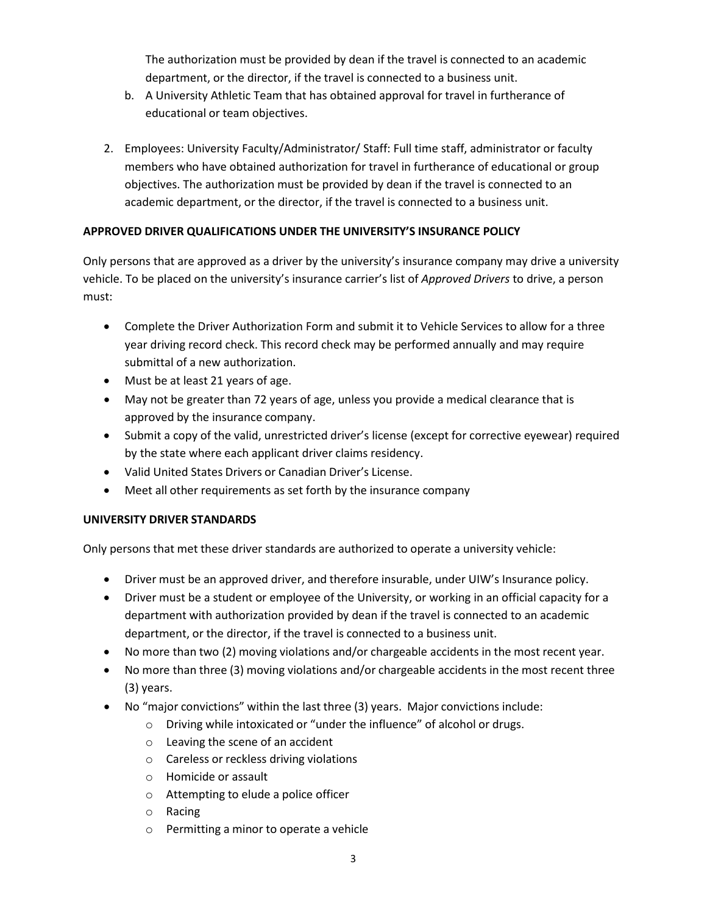The authorization must be provided by dean if the travel is connected to an academic department, or the director, if the travel is connected to a business unit.

b. A University Athletic Team that has obtained approval for travel in furtherance of educational or team objectives.

2. Employees: University Faculty/Administrator/ Staff: Full time staff, administrator or faculty members who have obtained authorization for travel in furtherance of educational or group objectives. The authorization must be provided by dean if the travel is connected to an academic department, or the director, if the travel is connected to a business unit.

**APPROVED DRIVER QUALIFICATIONS UNDER THE UNIVERSITY'S INSURANCE POLICY**

Only persons that are approved as a driver by the university's insurance company may drive a university vehicle. To be placed on the university's insurance carrier's list of *Approved Drivers* to drive, a person must:

- Complete the Driver Authorization Form and submit it to Vehicle Services to allow for a three year driving record check. This record check may be performed annually and may require submittal of a new authorization.
- Must be at least 21 years of age.
- May not be greater than 72 years of age, unless you provide a medical clearance that is approved by the insurance company.
- Submit a copy of the valid, unrestricted driver's license (except for corrective eyewear) required by the state where each applicant driver claims residency.
- Valid United States Drivers or Canadian Driver's License.
- Meet all other requirements as set forth by the insurance company

**UNIVERSITY DRIVER STANDARDS**

Only persons that met these driver standards are authorized to operate a university vehicle:

- Driver must be an approved driver, and therefore insurable, under UIW's Insurance policy.
- Driver must be a student or employee of the University, or working in an official capacity for a department with authorization provided by dean if the travel is connected to an academic department, or the director, if the travel is connected to a business unit.
- No more than two (2) moving violations and/or chargeable accidents in the most recent year.
- No more than three (3) moving violations and/or chargeable accidents in the most recent three (3) years.
- No "major convictions" within the last three (3) years. Major convictions include:
  - Driving while intoxicated or "under the influence" of alcohol or drugs.
  - Leaving the scene of an accident
  - Careless or reckless driving violations
  - Homicide or assault
  - Attempting to elude a police officer
  - Racing
  - Permitting a minor to operate a vehicle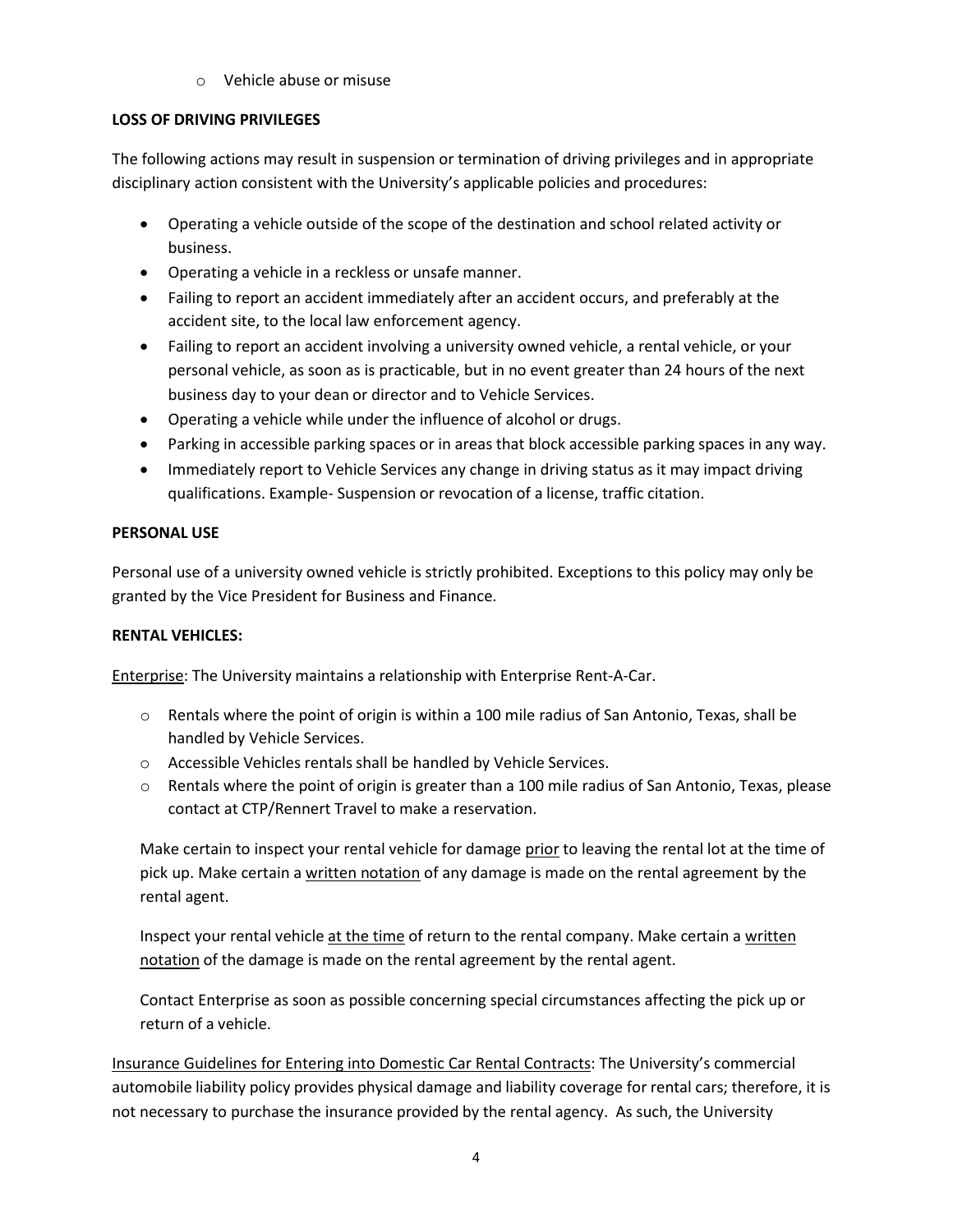- Vehicle abuse or misuse

**LOSS OF DRIVING PRIVILEGES**

The following actions may result in suspension or termination of driving privileges and in appropriate disciplinary action consistent with the University's applicable policies and procedures:

- Operating a vehicle outside of the scope of the destination and school related activity or business.
- Operating a vehicle in a reckless or unsafe manner.
- Failing to report an accident immediately after an accident occurs, and preferably at the accident site, to the local law enforcement agency.
- Failing to report an accident involving a university owned vehicle, a rental vehicle, or your personal vehicle, as soon as is practicable, but in no event greater than 24 hours of the next business day to your dean or director and to Vehicle Services.
- Operating a vehicle while under the influence of alcohol or drugs.
- Parking in accessible parking spaces or in areas that block accessible parking spaces in any way.
- Immediately report to Vehicle Services any change in driving status as it may impact driving qualifications. Example- Suspension or revocation of a license, traffic citation.

**PERSONAL USE**

Personal use of a university owned vehicle is strictly prohibited. Exceptions to this policy may only be granted by the Vice President for Business and Finance.

**RENTAL VEHICLES:**

<u>Enterprise</u>: The University maintains a relationship with Enterprise Rent-A-Car.

- Rentals where the point of origin is within a 100 mile radius of San Antonio, Texas, shall be handled by Vehicle Services.
- Accessible Vehicles rentals shall be handled by Vehicle Services.
- Rentals where the point of origin is greater than a 100 mile radius of San Antonio, Texas, please contact at CTP/Rennert Travel to make a reservation.

Make certain to inspect your rental vehicle for damage <u>prior</u> to leaving the rental lot at the time of pick up. Make certain a <u>written notation</u> of any damage is made on the rental agreement by the rental agent.

Inspect your rental vehicle <u>at the time</u> of return to the rental company. Make certain a <u>written notation</u> of the damage is made on the rental agreement by the rental agent.

Contact Enterprise as soon as possible concerning special circumstances affecting the pick up or return of a vehicle.

<u>Insurance Guidelines for Entering into Domestic Car Rental Contracts</u>: The University's commercial automobile liability policy provides physical damage and liability coverage for rental cars; therefore, it is not necessary to purchase the insurance provided by the rental agency. As such, the University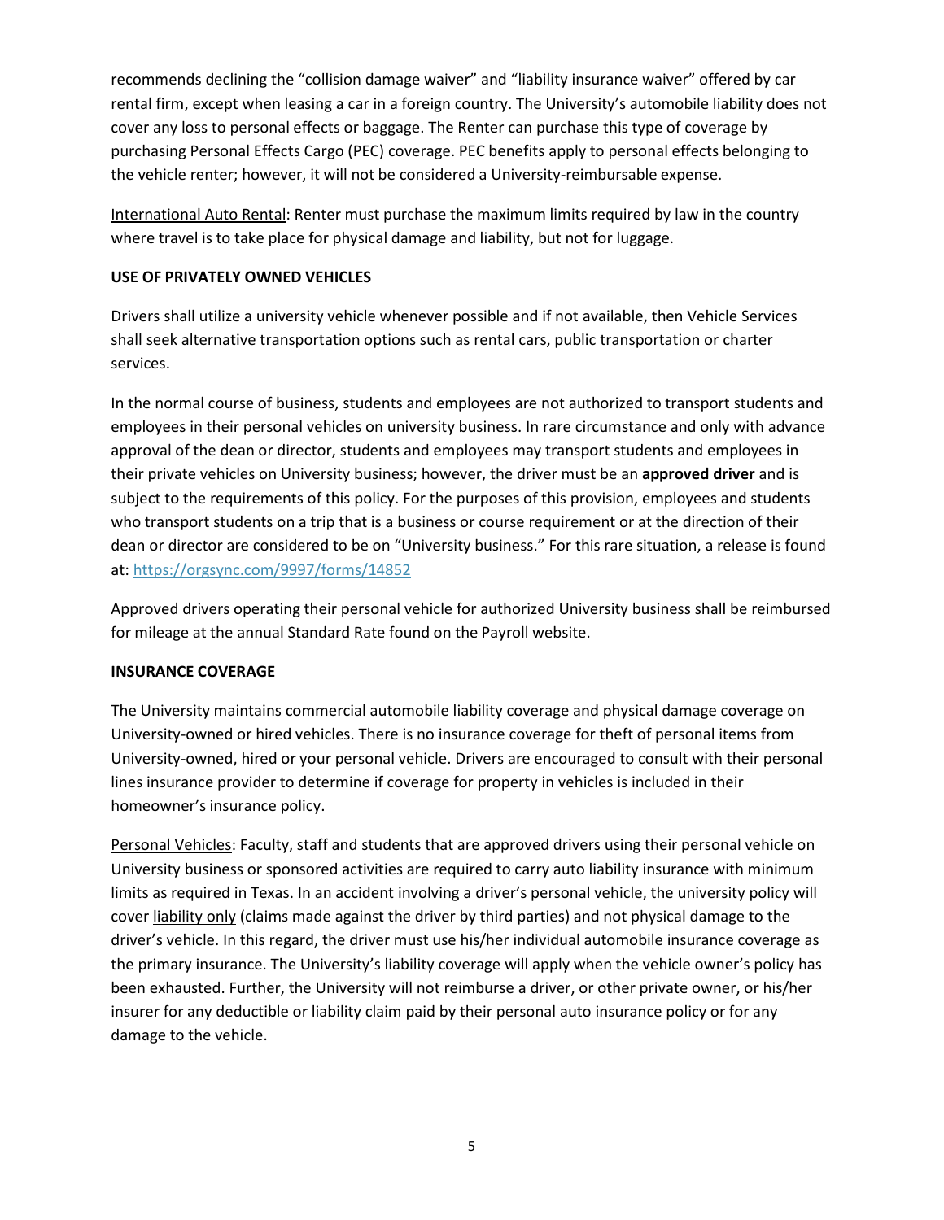recommends declining the "collision damage waiver" and "liability insurance waiver" offered by car rental firm, except when leasing a car in a foreign country. The University's automobile liability does not cover any loss to personal effects or baggage. The Renter can purchase this type of coverage by purchasing Personal Effects Cargo (PEC) coverage. PEC benefits apply to personal effects belonging to the vehicle renter; however, it will not be considered a University-reimbursable expense.

International Auto Rental: Renter must purchase the maximum limits required by law in the country where travel is to take place for physical damage and liability, but not for luggage.

**USE OF PRIVATELY OWNED VEHICLES**

Drivers shall utilize a university vehicle whenever possible and if not available, then Vehicle Services shall seek alternative transportation options such as rental cars, public transportation or charter services.

In the normal course of business, students and employees are not authorized to transport students and employees in their personal vehicles on university business. In rare circumstance and only with advance approval of the dean or director, students and employees may transport students and employees in their private vehicles on University business; however, the driver must be an **approved driver** and is subject to the requirements of this policy. For the purposes of this provision, employees and students who transport students on a trip that is a business or course requirement or at the direction of their dean or director are considered to be on "University business." For this rare situation, a release is found at: https://orgsync.com/9997/forms/14852

Approved drivers operating their personal vehicle for authorized University business shall be reimbursed for mileage at the annual Standard Rate found on the Payroll website.

**INSURANCE COVERAGE**

The University maintains commercial automobile liability coverage and physical damage coverage on University-owned or hired vehicles. There is no insurance coverage for theft of personal items from University-owned, hired or your personal vehicle. Drivers are encouraged to consult with their personal lines insurance provider to determine if coverage for property in vehicles is included in their homeowner's insurance policy.

Personal Vehicles: Faculty, staff and students that are approved drivers using their personal vehicle on University business or sponsored activities are required to carry auto liability insurance with minimum limits as required in Texas. In an accident involving a driver's personal vehicle, the university policy will cover liability only (claims made against the driver by third parties) and not physical damage to the driver's vehicle. In this regard, the driver must use his/her individual automobile insurance coverage as the primary insurance. The University's liability coverage will apply when the vehicle owner's policy has been exhausted. Further, the University will not reimburse a driver, or other private owner, or his/her insurer for any deductible or liability claim paid by their personal auto insurance policy or for any damage to the vehicle.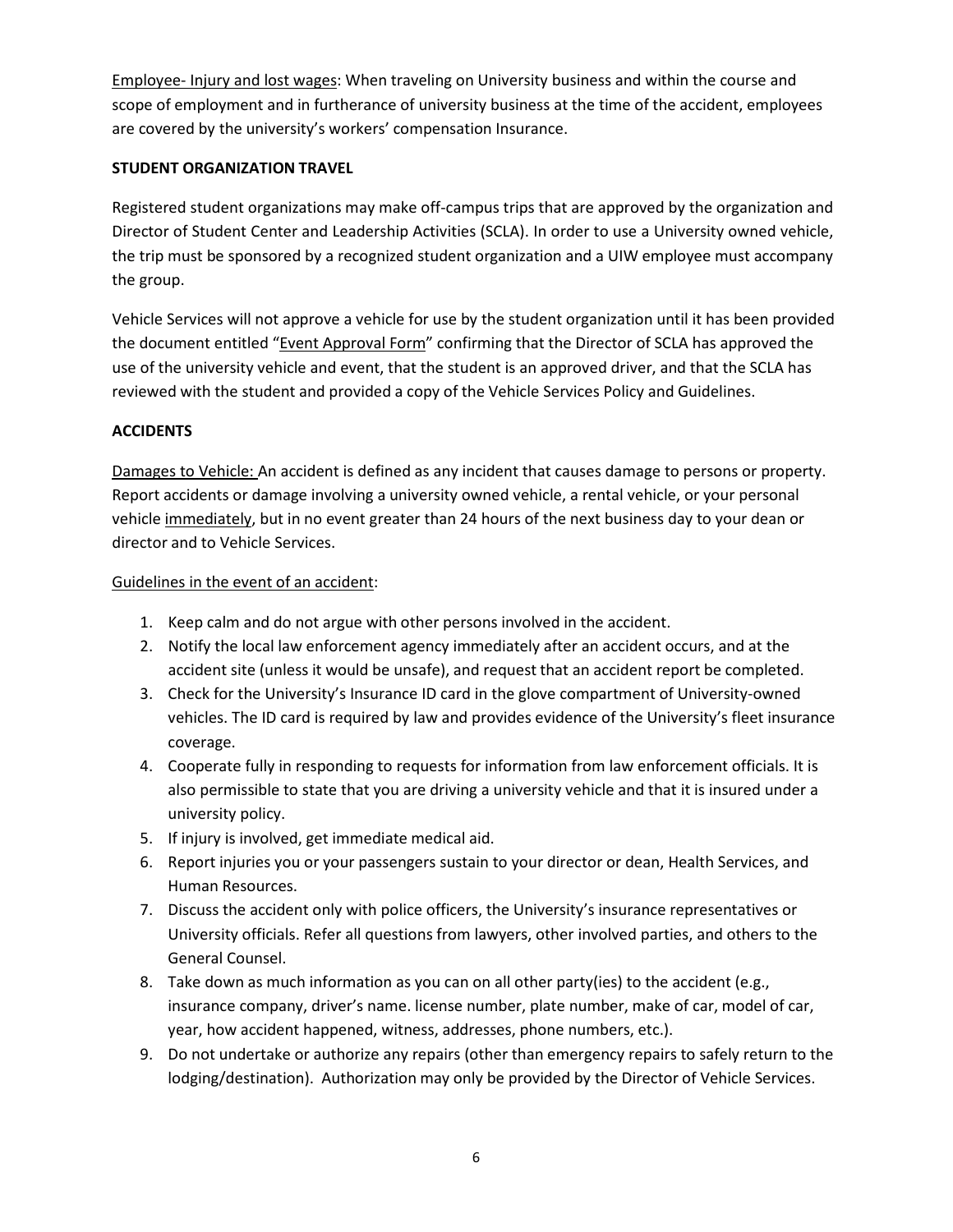<u>Employee- Injury and lost wages</u>: When traveling on University business and within the course and scope of employment and in furtherance of university business at the time of the accident, employees are covered by the university's workers' compensation Insurance.

## STUDENT ORGANIZATION TRAVEL

Registered student organizations may make off-campus trips that are approved by the organization and Director of Student Center and Leadership Activities (SCLA). In order to use a University owned vehicle, the trip must be sponsored by a recognized student organization and a UIW employee must accompany the group.

Vehicle Services will not approve a vehicle for use by the student organization until it has been provided the document entitled "<u>Event Approval Form</u>" confirming that the Director of SCLA has approved the use of the university vehicle and event, that the student is an approved driver, and that the SCLA has reviewed with the student and provided a copy of the Vehicle Services Policy and Guidelines.

## ACCIDENTS

<u>Damages to Vehicle:</u> An accident is defined as any incident that causes damage to persons or property. Report accidents or damage involving a university owned vehicle, a rental vehicle, or your personal vehicle <u>immediately</u>, but in no event greater than 24 hours of the next business day to your dean or director and to Vehicle Services.

<u>Guidelines in the event of an accident</u>:

1. Keep calm and do not argue with other persons involved in the accident.
2. Notify the local law enforcement agency immediately after an accident occurs, and at the accident site (unless it would be unsafe), and request that an accident report be completed.
3. Check for the University's Insurance ID card in the glove compartment of University-owned vehicles. The ID card is required by law and provides evidence of the University's fleet insurance coverage.
4. Cooperate fully in responding to requests for information from law enforcement officials. It is also permissible to state that you are driving a university vehicle and that it is insured under a university policy.
5. If injury is involved, get immediate medical aid.
6. Report injuries you or your passengers sustain to your director or dean, Health Services, and Human Resources.
7. Discuss the accident only with police officers, the University's insurance representatives or University officials. Refer all questions from lawyers, other involved parties, and others to the General Counsel.
8. Take down as much information as you can on all other party(ies) to the accident (e.g., insurance company, driver's name. license number, plate number, make of car, model of car, year, how accident happened, witness, addresses, phone numbers, etc.).
9. Do not undertake or authorize any repairs (other than emergency repairs to safely return to the lodging/destination). Authorization may only be provided by the Director of Vehicle Services.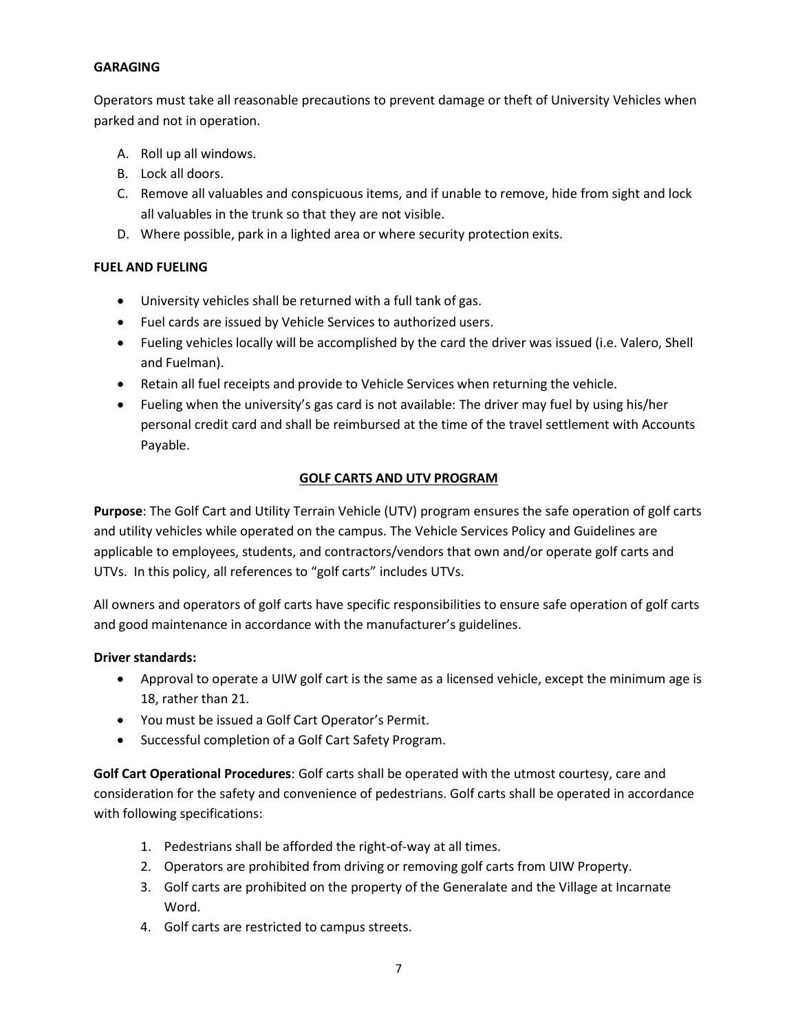**GARAGING**

Operators must take all reasonable precautions to prevent damage or theft of University Vehicles when parked and not in operation.

A. Roll up all windows.
B. Lock all doors.
C. Remove all valuables and conspicuous items, and if unable to remove, hide from sight and lock all valuables in the trunk so that they are not visible.
D. Where possible, park in a lighted area or where security protection exits.

**FUEL AND FUELING**

- University vehicles shall be returned with a full tank of gas.
- Fuel cards are issued by Vehicle Services to authorized users.
- Fueling vehicles locally will be accomplished by the card the driver was issued (i.e. Valero, Shell and Fuelman).
- Retain all fuel receipts and provide to Vehicle Services when returning the vehicle.
- Fueling when the university's gas card is not available: The driver may fuel by using his/her personal credit card and shall be reimbursed at the time of the travel settlement with Accounts Payable.

## GOLF CARTS AND UTV PROGRAM

**Purpose**: The Golf Cart and Utility Terrain Vehicle (UTV) program ensures the safe operation of golf carts and utility vehicles while operated on the campus. The Vehicle Services Policy and Guidelines are applicable to employees, students, and contractors/vendors that own and/or operate golf carts and UTVs. In this policy, all references to "golf carts" includes UTVs.

All owners and operators of golf carts have specific responsibilities to ensure safe operation of golf carts and good maintenance in accordance with the manufacturer's guidelines.

**Driver standards:**

- Approval to operate a UIW golf cart is the same as a licensed vehicle, except the minimum age is 18, rather than 21.
- You must be issued a Golf Cart Operator's Permit.
- Successful completion of a Golf Cart Safety Program.

**Golf Cart Operational Procedures**: Golf carts shall be operated with the utmost courtesy, care and consideration for the safety and convenience of pedestrians. Golf carts shall be operated in accordance with following specifications:

1. Pedestrians shall be afforded the right-of-way at all times.
2. Operators are prohibited from driving or removing golf carts from UIW Property.
3. Golf carts are prohibited on the property of the Generalate and the Village at Incarnate Word.
4. Golf carts are restricted to campus streets.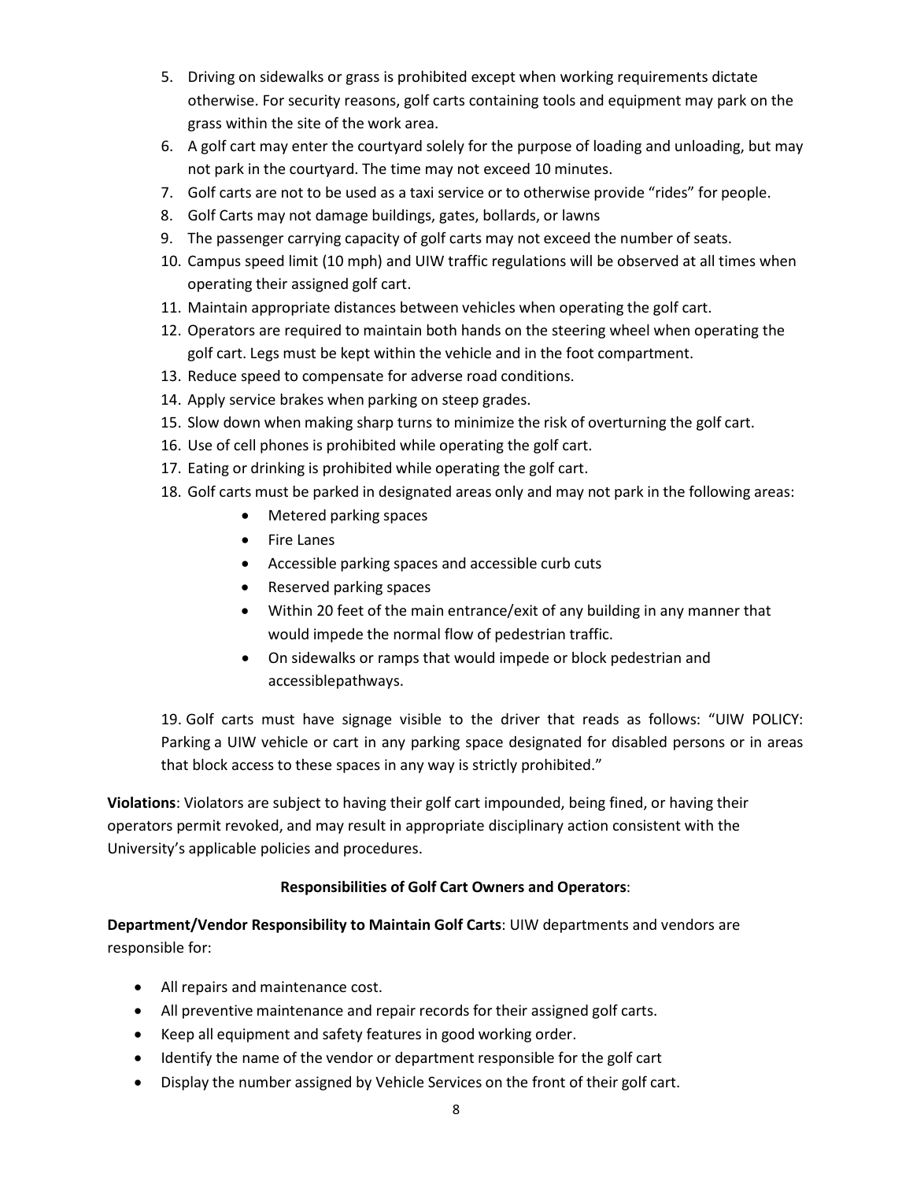5. Driving on sidewalks or grass is prohibited except when working requirements dictate otherwise. For security reasons, golf carts containing tools and equipment may park on the grass within the site of the work area.
6. A golf cart may enter the courtyard solely for the purpose of loading and unloading, but may not park in the courtyard. The time may not exceed 10 minutes.
7. Golf carts are not to be used as a taxi service or to otherwise provide "rides" for people.
8. Golf Carts may not damage buildings, gates, bollards, or lawns
9. The passenger carrying capacity of golf carts may not exceed the number of seats.
10. Campus speed limit (10 mph) and UIW traffic regulations will be observed at all times when operating their assigned golf cart.
11. Maintain appropriate distances between vehicles when operating the golf cart.
12. Operators are required to maintain both hands on the steering wheel when operating the golf cart. Legs must be kept within the vehicle and in the foot compartment.
13. Reduce speed to compensate for adverse road conditions.
14. Apply service brakes when parking on steep grades.
15. Slow down when making sharp turns to minimize the risk of overturning the golf cart.
16. Use of cell phones is prohibited while operating the golf cart.
17. Eating or drinking is prohibited while operating the golf cart.
18. Golf carts must be parked in designated areas only and may not park in the following areas:
    - Metered parking spaces
    - Fire Lanes
    - Accessible parking spaces and accessible curb cuts
    - Reserved parking spaces
    - Within 20 feet of the main entrance/exit of any building in any manner that would impede the normal flow of pedestrian traffic.
    - On sidewalks or ramps that would impede or block pedestrian and accessiblepathways.

19. Golf carts must have signage visible to the driver that reads as follows: "UIW POLICY: Parking a UIW vehicle or cart in any parking space designated for disabled persons or in areas that block access to these spaces in any way is strictly prohibited."

**Violations**: Violators are subject to having their golf cart impounded, being fined, or having their operators permit revoked, and may result in appropriate disciplinary action consistent with the University's applicable policies and procedures.

**Responsibilities of Golf Cart Owners and Operators**:

**Department/Vendor Responsibility to Maintain Golf Carts**: UIW departments and vendors are responsible for:

- All repairs and maintenance cost.
- All preventive maintenance and repair records for their assigned golf carts.
- Keep all equipment and safety features in good working order.
- Identify the name of the vendor or department responsible for the golf cart
- Display the number assigned by Vehicle Services on the front of their golf cart.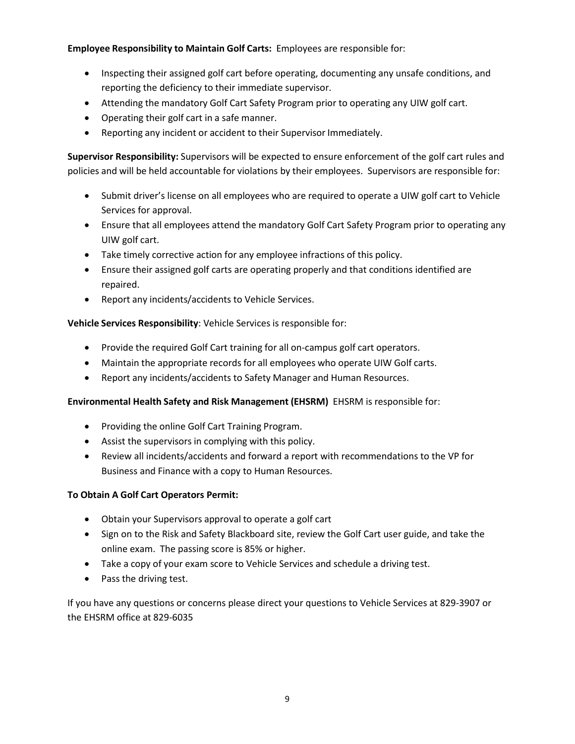**Employee Responsibility to Maintain Golf Carts:** Employees are responsible for:

- Inspecting their assigned golf cart before operating, documenting any unsafe conditions, and reporting the deficiency to their immediate supervisor.
- Attending the mandatory Golf Cart Safety Program prior to operating any UIW golf cart.
- Operating their golf cart in a safe manner.
- Reporting any incident or accident to their Supervisor Immediately.

**Supervisor Responsibility:** Supervisors will be expected to ensure enforcement of the golf cart rules and policies and will be held accountable for violations by their employees. Supervisors are responsible for:

- Submit driver's license on all employees who are required to operate a UIW golf cart to Vehicle Services for approval.
- Ensure that all employees attend the mandatory Golf Cart Safety Program prior to operating any UIW golf cart.
- Take timely corrective action for any employee infractions of this policy.
- Ensure their assigned golf carts are operating properly and that conditions identified are repaired.
- Report any incidents/accidents to Vehicle Services.

**Vehicle Services Responsibility**: Vehicle Services is responsible for:

- Provide the required Golf Cart training for all on-campus golf cart operators.
- Maintain the appropriate records for all employees who operate UIW Golf carts.
- Report any incidents/accidents to Safety Manager and Human Resources.

**Environmental Health Safety and Risk Management (EHSRM)** EHSRM is responsible for:

- Providing the online Golf Cart Training Program.
- Assist the supervisors in complying with this policy.
- Review all incidents/accidents and forward a report with recommendations to the VP for Business and Finance with a copy to Human Resources.

**To Obtain A Golf Cart Operators Permit:**

- Obtain your Supervisors approval to operate a golf cart
- Sign on to the Risk and Safety Blackboard site, review the Golf Cart user guide, and take the online exam. The passing score is 85% or higher.
- Take a copy of your exam score to Vehicle Services and schedule a driving test.
- Pass the driving test.

If you have any questions or concerns please direct your questions to Vehicle Services at 829-3907 or the EHSRM office at 829-6035